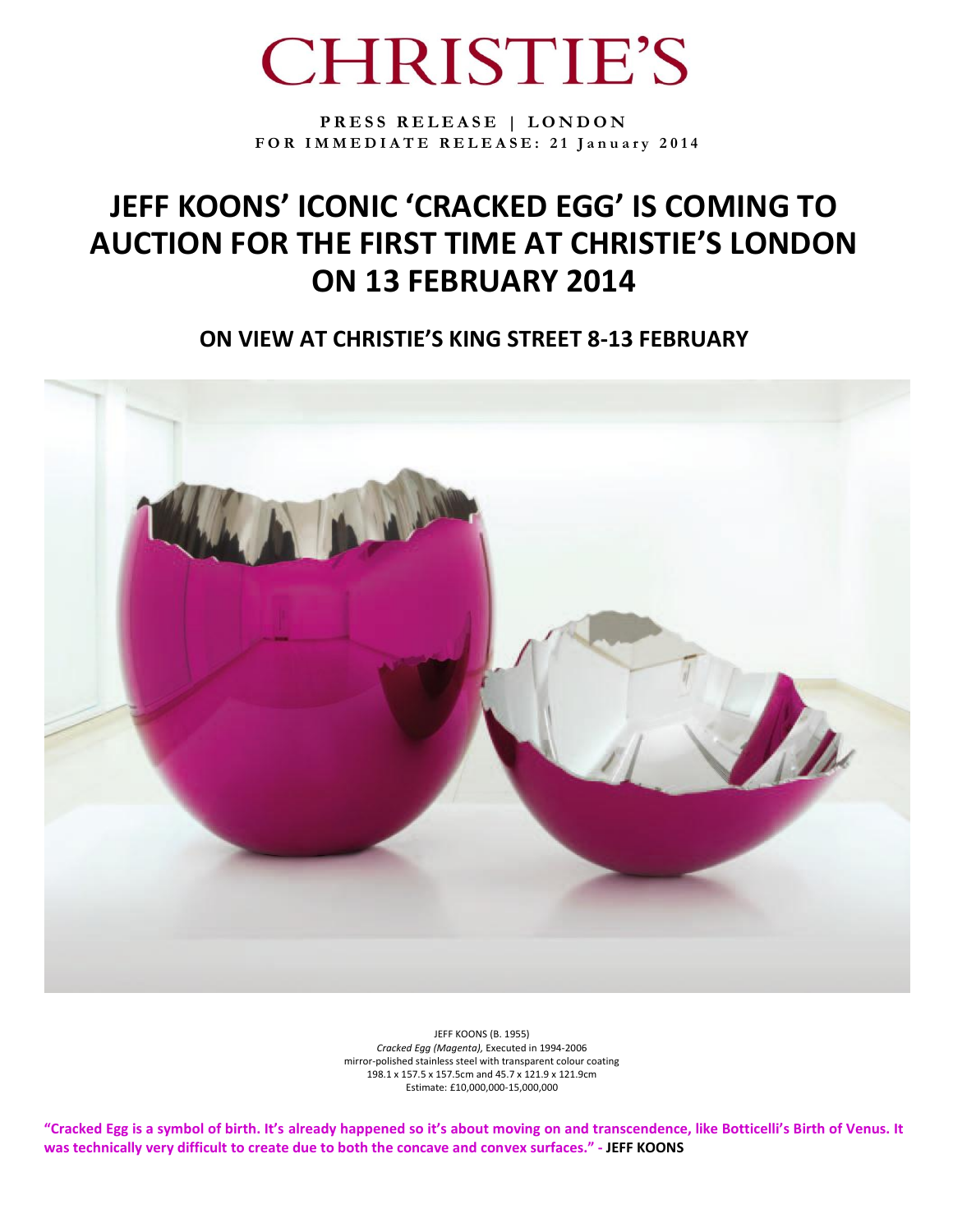# CHRISTIE'S

**PRESS RELEASE | LONDON**
**FOR IMMEDIATE RELEASE: 21 January 2014**

# JEFF KOONS' ICONIC 'CRACKED EGG' IS COMING TO AUCTION FOR THE FIRST TIME AT CHRISTIE'S LONDON ON 13 FEBRUARY 2014

## ON VIEW AT CHRISTIE'S KING STREET 8-13 FEBRUARY

JEFF KOONS (B. 1955)
*Cracked Egg (Magenta),* Executed in 1994-2006
mirror-polished stainless steel with transparent colour coating
198.1 x 157.5 x 157.5cm and 45.7 x 121.9 x 121.9cm
Estimate: £10,000,000-15,000,000

**"Cracked Egg is a symbol of birth. It's already happened so it's about moving on and transcendence, like Botticelli's Birth of Venus. It was technically very difficult to create due to both the concave and convex surfaces." - JEFF KOONS**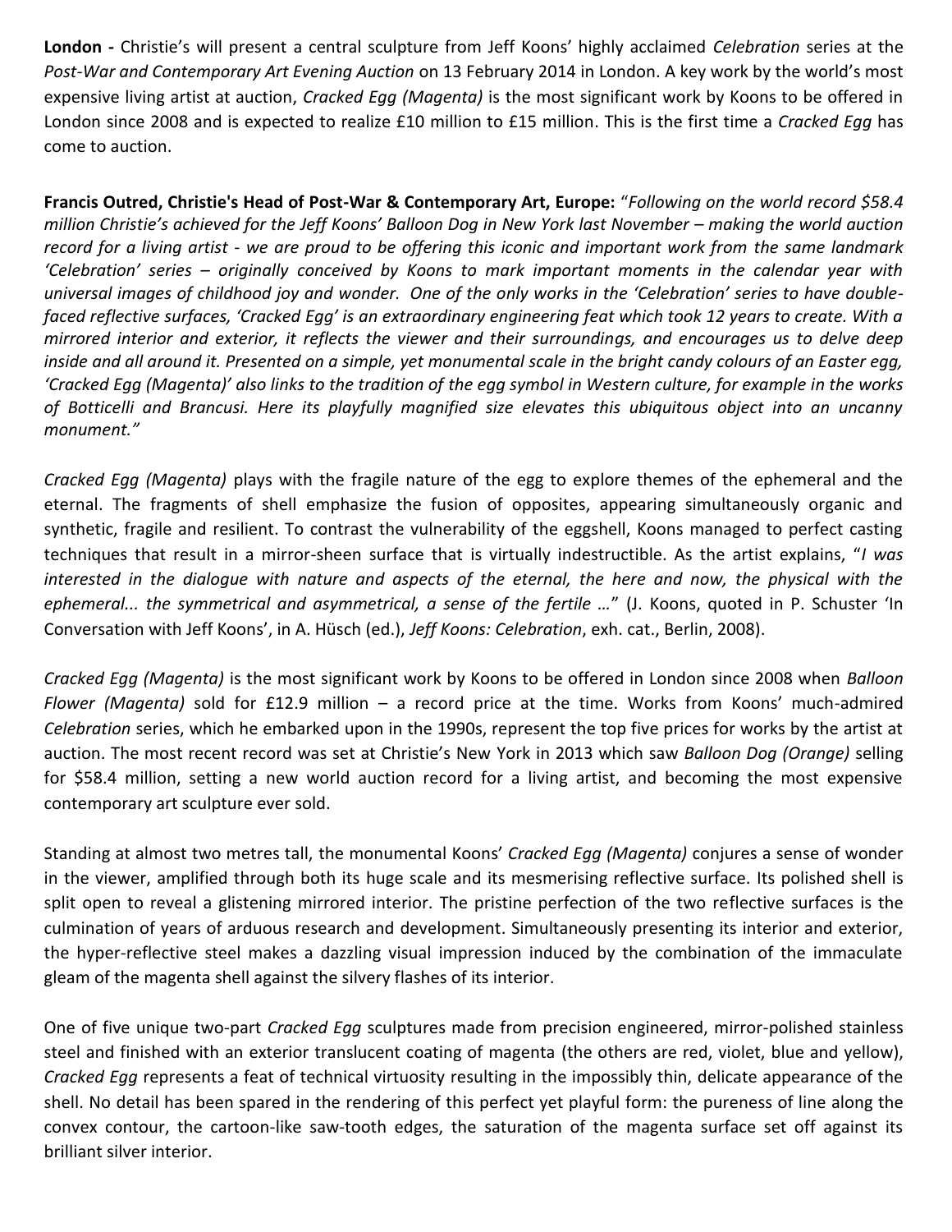**London -** Christie's will present a central sculpture from Jeff Koons' highly acclaimed *Celebration* series at the *Post-War and Contemporary Art Evening Auction* on 13 February 2014 in London. A key work by the world's most expensive living artist at auction, *Cracked Egg (Magenta)* is the most significant work by Koons to be offered in London since 2008 and is expected to realize £10 million to £15 million. This is the first time a *Cracked Egg* has come to auction.

**Francis Outred, Christie's Head of Post-War & Contemporary Art, Europe:** "*Following on the world record $58.4 million Christie's achieved for the Jeff Koons' Balloon Dog in New York last November – making the world auction record for a living artist - we are proud to be offering this iconic and important work from the same landmark 'Celebration' series – originally conceived by Koons to mark important moments in the calendar year with universal images of childhood joy and wonder. One of the only works in the 'Celebration' series to have double-faced reflective surfaces, 'Cracked Egg' is an extraordinary engineering feat which took 12 years to create. With a mirrored interior and exterior, it reflects the viewer and their surroundings, and encourages us to delve deep inside and all around it. Presented on a simple, yet monumental scale in the bright candy colours of an Easter egg, 'Cracked Egg (Magenta)' also links to the tradition of the egg symbol in Western culture, for example in the works of Botticelli and Brancusi. Here its playfully magnified size elevates this ubiquitous object into an uncanny monument.*"

*Cracked Egg (Magenta)* plays with the fragile nature of the egg to explore themes of the ephemeral and the eternal. The fragments of shell emphasize the fusion of opposites, appearing simultaneously organic and synthetic, fragile and resilient. To contrast the vulnerability of the eggshell, Koons managed to perfect casting techniques that result in a mirror-sheen surface that is virtually indestructible. As the artist explains, "*I was interested in the dialogue with nature and aspects of the eternal, the here and now, the physical with the ephemeral... the symmetrical and asymmetrical, a sense of the fertile …*" (J. Koons, quoted in P. Schuster 'In Conversation with Jeff Koons', in A. Hüsch (ed.), *Jeff Koons: Celebration*, exh. cat., Berlin, 2008).

*Cracked Egg (Magenta)* is the most significant work by Koons to be offered in London since 2008 when *Balloon Flower (Magenta)* sold for £12.9 million – a record price at the time. Works from Koons' much-admired *Celebration* series, which he embarked upon in the 1990s, represent the top five prices for works by the artist at auction. The most recent record was set at Christie's New York in 2013 which saw *Balloon Dog (Orange)* selling for $58.4 million, setting a new world auction record for a living artist, and becoming the most expensive contemporary art sculpture ever sold.

Standing at almost two metres tall, the monumental Koons' *Cracked Egg (Magenta)* conjures a sense of wonder in the viewer, amplified through both its huge scale and its mesmerising reflective surface. Its polished shell is split open to reveal a glistening mirrored interior. The pristine perfection of the two reflective surfaces is the culmination of years of arduous research and development. Simultaneously presenting its interior and exterior, the hyper-reflective steel makes a dazzling visual impression induced by the combination of the immaculate gleam of the magenta shell against the silvery flashes of its interior.

One of five unique two-part *Cracked Egg* sculptures made from precision engineered, mirror-polished stainless steel and finished with an exterior translucent coating of magenta (the others are red, violet, blue and yellow), *Cracked Egg* represents a feat of technical virtuosity resulting in the impossibly thin, delicate appearance of the shell. No detail has been spared in the rendering of this perfect yet playful form: the pureness of line along the convex contour, the cartoon-like saw-tooth edges, the saturation of the magenta surface set off against its brilliant silver interior.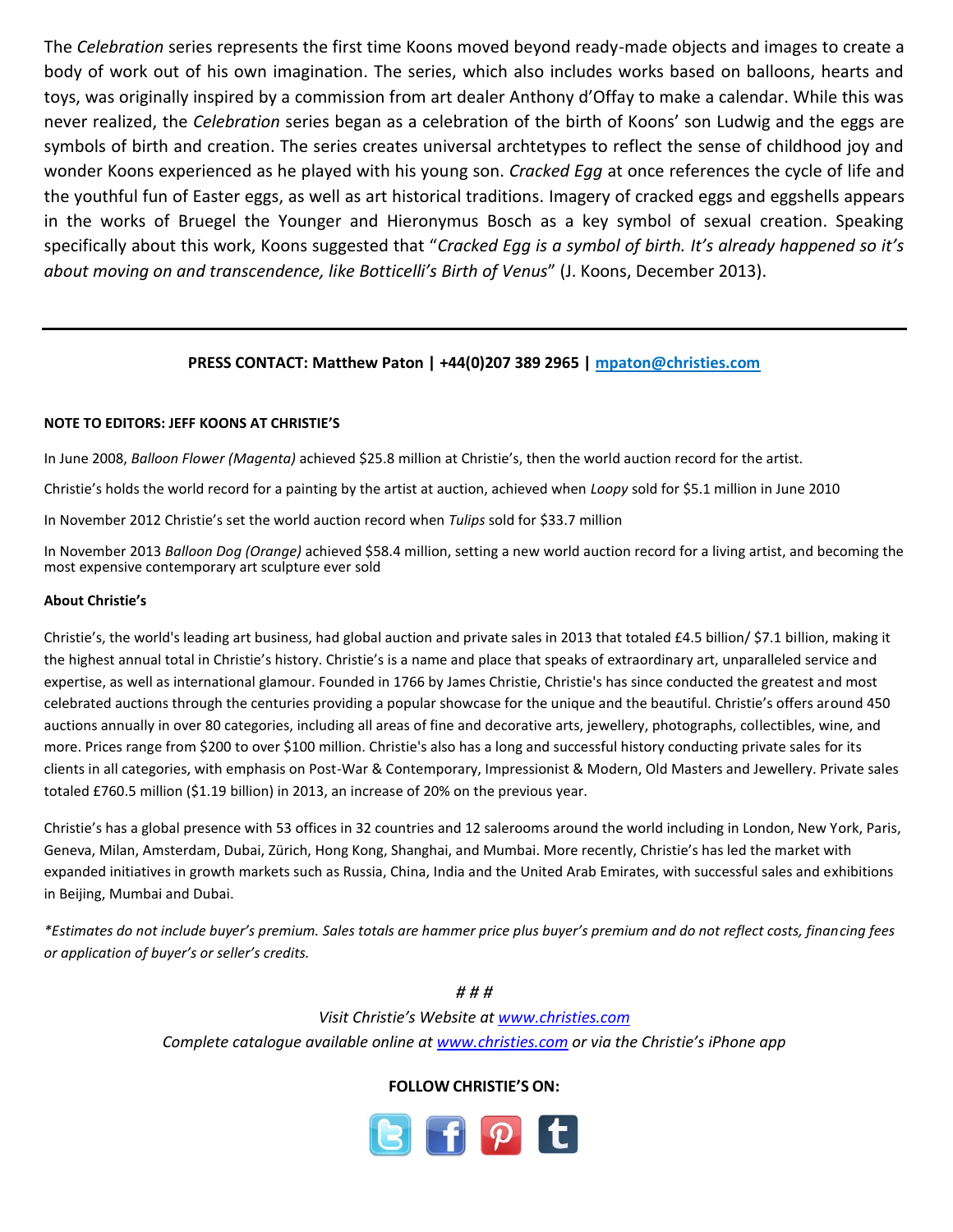The *Celebration* series represents the first time Koons moved beyond ready-made objects and images to create a body of work out of his own imagination. The series, which also includes works based on balloons, hearts and toys, was originally inspired by a commission from art dealer Anthony d'Offay to make a calendar. While this was never realized, the *Celebration* series began as a celebration of the birth of Koons' son Ludwig and the eggs are symbols of birth and creation. The series creates universal archtetypes to reflect the sense of childhood joy and wonder Koons experienced as he played with his young son. *Cracked Egg* at once references the cycle of life and the youthful fun of Easter eggs, as well as art historical traditions. Imagery of cracked eggs and eggshells appears in the works of Bruegel the Younger and Hieronymus Bosch as a key symbol of sexual creation. Speaking specifically about this work, Koons suggested that "*Cracked Egg is a symbol of birth. It's already happened so it's about moving on and transcendence, like Botticelli's Birth of Venus*" (J. Koons, December 2013).

---

**PRESS CONTACT: Matthew Paton | +44(0)207 389 2965 | mpaton@christies.com**

**NOTE TO EDITORS: JEFF KOONS AT CHRISTIE'S**

In June 2008, *Balloon Flower (Magenta)* achieved $25.8 million at Christie's, then the world auction record for the artist.

Christie's holds the world record for a painting by the artist at auction, achieved when *Loopy* sold for $5.1 million in June 2010

In November 2012 Christie's set the world auction record when *Tulips* sold for $33.7 million

In November 2013 *Balloon Dog (Orange)* achieved $58.4 million, setting a new world auction record for a living artist, and becoming the most expensive contemporary art sculpture ever sold

**About Christie's**

Christie's, the world's leading art business, had global auction and private sales in 2013 that totaled £4.5 billion/ $7.1 billion, making it the highest annual total in Christie's history. Christie's is a name and place that speaks of extraordinary art, unparalleled service and expertise, as well as international glamour. Founded in 1766 by James Christie, Christie's has since conducted the greatest and most celebrated auctions through the centuries providing a popular showcase for the unique and the beautiful. Christie's offers around 450 auctions annually in over 80 categories, including all areas of fine and decorative arts, jewellery, photographs, collectibles, wine, and more. Prices range from $200 to over $100 million. Christie's also has a long and successful history conducting private sales for its clients in all categories, with emphasis on Post-War & Contemporary, Impressionist & Modern, Old Masters and Jewellery. Private sales totaled £760.5 million ($1.19 billion) in 2013, an increase of 20% on the previous year.

Christie's has a global presence with 53 offices in 32 countries and 12 salerooms around the world including in London, New York, Paris, Geneva, Milan, Amsterdam, Dubai, Zürich, Hong Kong, Shanghai, and Mumbai. More recently, Christie's has led the market with expanded initiatives in growth markets such as Russia, China, India and the United Arab Emirates, with successful sales and exhibitions in Beijing, Mumbai and Dubai.

*\*Estimates do not include buyer's premium. Sales totals are hammer price plus buyer's premium and do not reflect costs, financing fees or application of buyer's or seller's credits.*

# # #

*Visit Christie's Website at www.christies.com*

*Complete catalogue available online at www.christies.com or via the Christie's iPhone app*

**FOLLOW CHRISTIE'S ON:**